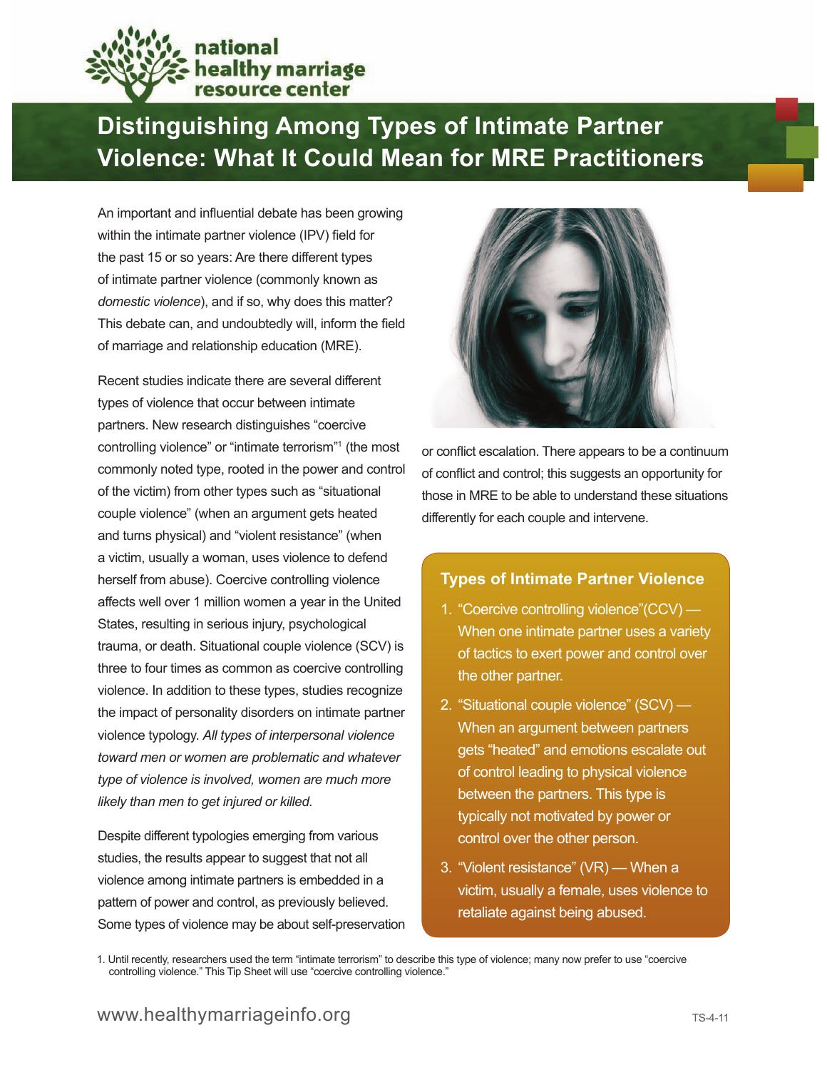national healthy marriage resource center

# Distinguishing Among Types of Intimate Partner Violence: What It Could Mean for MRE Practitioners

An important and influential debate has been growing within the intimate partner violence (IPV) field for the past 15 or so years: Are there different types of intimate partner violence (commonly known as *domestic violence*), and if so, why does this matter? This debate can, and undoubtedly will, inform the field of marriage and relationship education (MRE).

Recent studies indicate there are several different types of violence that occur between intimate partners. New research distinguishes "coercive controlling violence" or "intimate terrorism"[1] (the most commonly noted type, rooted in the power and control of the victim) from other types such as "situational couple violence" (when an argument gets heated and turns physical) and "violent resistance" (when a victim, usually a woman, uses violence to defend herself from abuse). Coercive controlling violence affects well over 1 million women a year in the United States, resulting in serious injury, psychological trauma, or death. Situational couple violence (SCV) is three to four times as common as coercive controlling violence. In addition to these types, studies recognize the impact of personality disorders on intimate partner violence typology. *All types of interpersonal violence toward men or women are problematic and whatever type of violence is involved, women are much more likely than men to get injured or killed.*

Despite different typologies emerging from various studies, the results appear to suggest that not all violence among intimate partners is embedded in a pattern of power and control, as previously believed. Some types of violence may be about self-preservation or conflict escalation. There appears to be a continuum of conflict and control; this suggests an opportunity for those in MRE to be able to understand these situations differently for each couple and intervene.

## Types of Intimate Partner Violence

1. "Coercive controlling violence"(CCV) — When one intimate partner uses a variety of tactics to exert power and control over the other partner.
2. "Situational couple violence" (SCV) — When an argument between partners gets "heated" and emotions escalate out of control leading to physical violence between the partners. This type is typically not motivated by power or control over the other person.
3. "Violent resistance" (VR) — When a victim, usually a female, uses violence to retaliate against being abused.

1. Until recently, researchers used the term "intimate terrorism" to describe this type of violence; many now prefer to use "coercive controlling violence." This Tip Sheet will use "coercive controlling violence."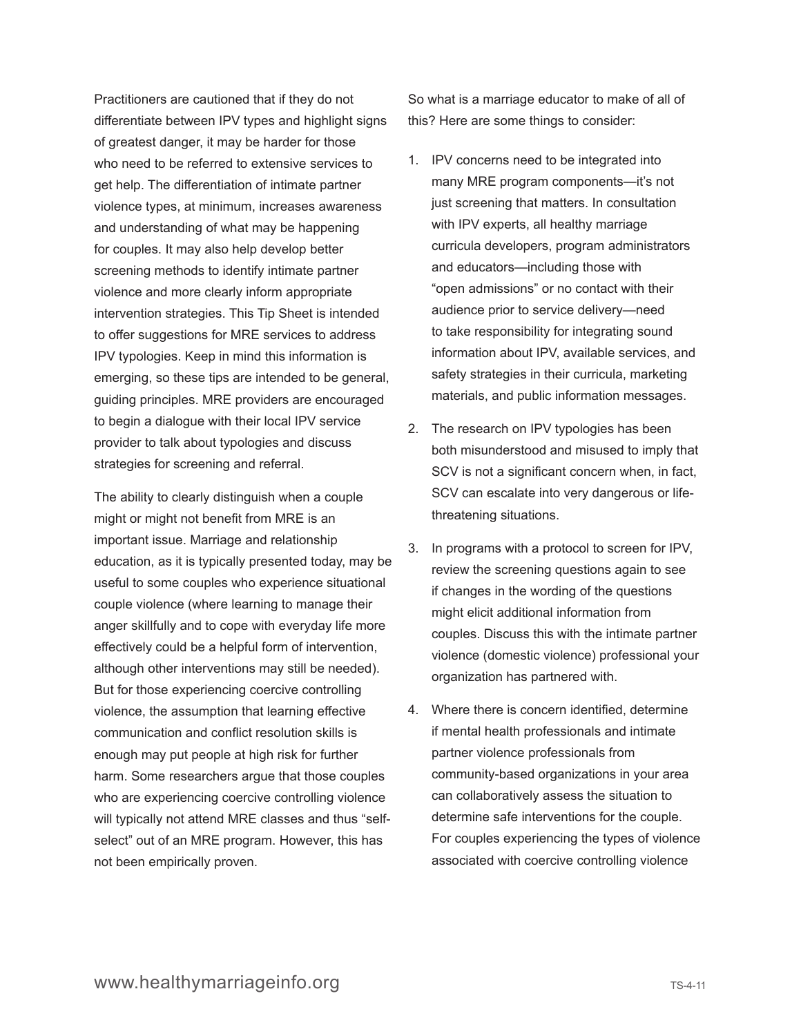Practitioners are cautioned that if they do not differentiate between IPV types and highlight signs of greatest danger, it may be harder for those who need to be referred to extensive services to get help. The differentiation of intimate partner violence types, at minimum, increases awareness and understanding of what may be happening for couples. It may also help develop better screening methods to identify intimate partner violence and more clearly inform appropriate intervention strategies. This Tip Sheet is intended to offer suggestions for MRE services to address IPV typologies. Keep in mind this information is emerging, so these tips are intended to be general, guiding principles. MRE providers are encouraged to begin a dialogue with their local IPV service provider to talk about typologies and discuss strategies for screening and referral.

The ability to clearly distinguish when a couple might or might not benefit from MRE is an important issue. Marriage and relationship education, as it is typically presented today, may be useful to some couples who experience situational couple violence (where learning to manage their anger skillfully and to cope with everyday life more effectively could be a helpful form of intervention, although other interventions may still be needed). But for those experiencing coercive controlling violence, the assumption that learning effective communication and conflict resolution skills is enough may put people at high risk for further harm. Some researchers argue that those couples who are experiencing coercive controlling violence will typically not attend MRE classes and thus "self-select" out of an MRE program. However, this has not been empirically proven.

So what is a marriage educator to make of all of this? Here are some things to consider:

1. IPV concerns need to be integrated into many MRE program components—it's not just screening that matters. In consultation with IPV experts, all healthy marriage curricula developers, program administrators and educators—including those with "open admissions" or no contact with their audience prior to service delivery—need to take responsibility for integrating sound information about IPV, available services, and safety strategies in their curricula, marketing materials, and public information messages.
2. The research on IPV typologies has been both misunderstood and misused to imply that SCV is not a significant concern when, in fact, SCV can escalate into very dangerous or life-threatening situations.
3. In programs with a protocol to screen for IPV, review the screening questions again to see if changes in the wording of the questions might elicit additional information from couples. Discuss this with the intimate partner violence (domestic violence) professional your organization has partnered with.
4. Where there is concern identified, determine if mental health professionals and intimate partner violence professionals from community-based organizations in your area can collaboratively assess the situation to determine safe interventions for the couple. For couples experiencing the types of violence associated with coercive controlling violence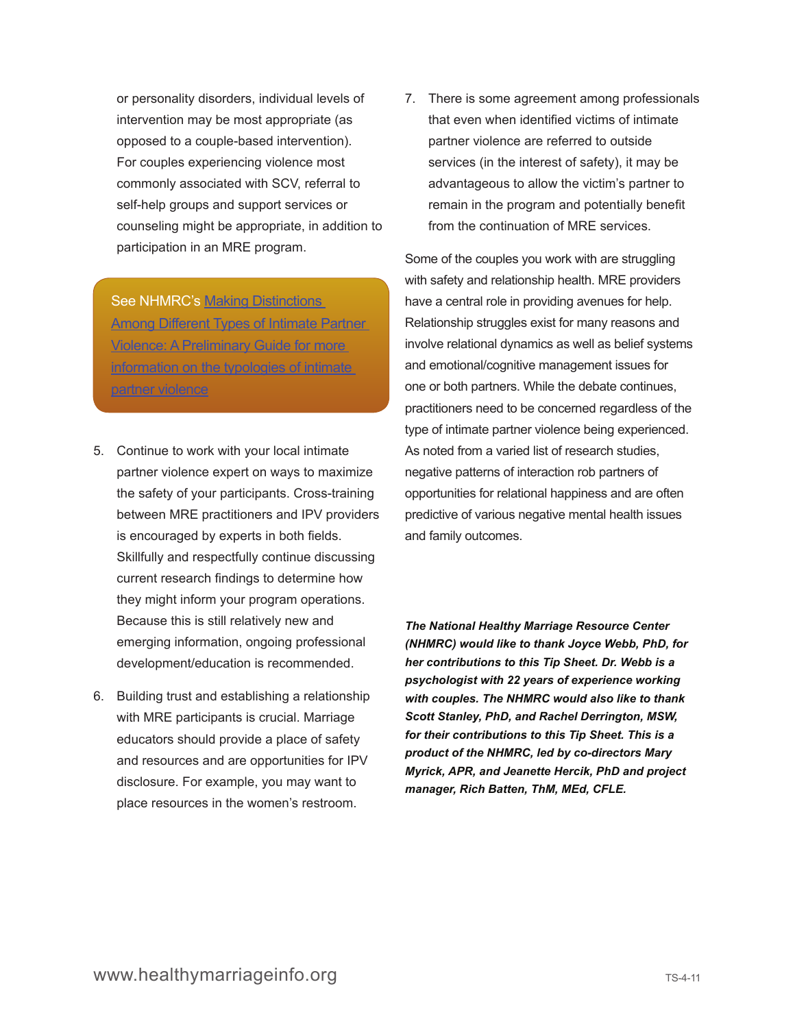or personality disorders, individual levels of intervention may be most appropriate (as opposed to a couple-based intervention). For couples experiencing violence most commonly associated with SCV, referral to self-help groups and support services or counseling might be appropriate, in addition to participation in an MRE program.

> See NHMRC's Making Distinctions Among Different Types of Intimate Partner Violence: A Preliminary Guide for more information on the typologies of intimate partner violence

5. Continue to work with your local intimate partner violence expert on ways to maximize the safety of your participants. Cross-training between MRE practitioners and IPV providers is encouraged by experts in both fields. Skillfully and respectfully continue discussing current research findings to determine how they might inform your program operations. Because this is still relatively new and emerging information, ongoing professional development/education is recommended.

6. Building trust and establishing a relationship with MRE participants is crucial. Marriage educators should provide a place of safety and resources and are opportunities for IPV disclosure. For example, you may want to place resources in the women's restroom.

7. There is some agreement among professionals that even when identified victims of intimate partner violence are referred to outside services (in the interest of safety), it may be advantageous to allow the victim's partner to remain in the program and potentially benefit from the continuation of MRE services.

Some of the couples you work with are struggling with safety and relationship health. MRE providers have a central role in providing avenues for help. Relationship struggles exist for many reasons and involve relational dynamics as well as belief systems and emotional/cognitive management issues for one or both partners. While the debate continues, practitioners need to be concerned regardless of the type of intimate partner violence being experienced. As noted from a varied list of research studies, negative patterns of interaction rob partners of opportunities for relational happiness and are often predictive of various negative mental health issues and family outcomes.

***The National Healthy Marriage Resource Center (NHMRC) would like to thank Joyce Webb, PhD, for her contributions to this Tip Sheet. Dr. Webb is a psychologist with 22 years of experience working with couples. The NHMRC would also like to thank Scott Stanley, PhD, and Rachel Derrington, MSW, for their contributions to this Tip Sheet. This is a product of the NHMRC, led by co-directors Mary Myrick, APR, and Jeanette Hercik, PhD and project manager, Rich Batten, ThM, MEd, CFLE.***

www.healthymarriageinfo.org

TS-4-11